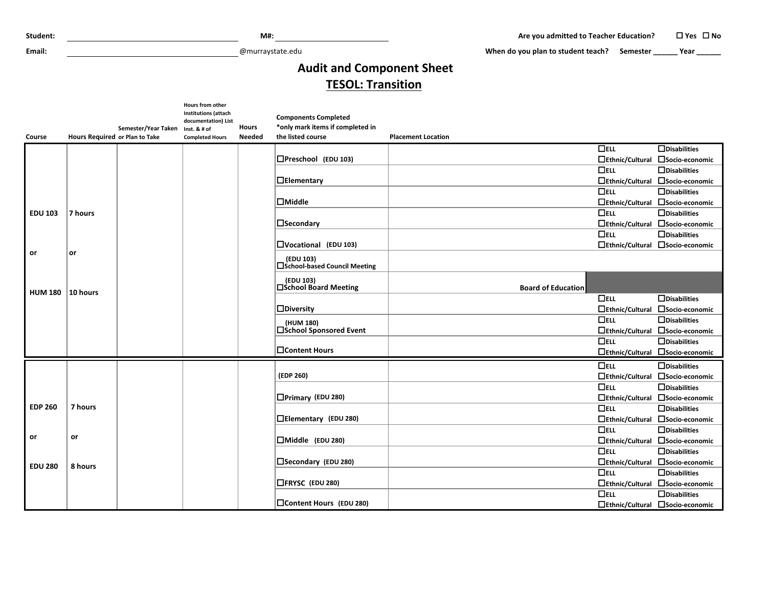Student: ______________________ M#: ______________________ Are you admitted to Teacher Education? ☐ Yes ☐ No

Email: ______________________ @murraystate.edu When do you plan to student teach? Semester ______ Year ______

# Audit and Component Sheet

## TESOL: Transition

| Course | Hours Required | Semester/Year Taken or Plan to Take | Hours from other Institutions (attach documentation) List Inst. & # of Completed Hours | Hours Needed | Components Completed *only mark items if completed in the listed course | Placement Location | | |
|---|---|---|---|---|---|---|---|---|
| EDU 103 or HUM 180 | 7 hours or 10 hours | | | | ☐Preschool (EDU 103) | | ☐ELL ☐Ethnic/Cultural | ☐Disabilities ☐Socio-economic |
| | | | | | ☐Elementary | | ☐ELL ☐Ethnic/Cultural | ☐Disabilities ☐Socio-economic |
| | | | | | ☐Middle | | ☐ELL ☐Ethnic/Cultural | ☐Disabilities ☐Socio-economic |
| | | | | | ☐Secondary | | ☐ELL ☐Ethnic/Cultural | ☐Disabilities ☐Socio-economic |
| | | | | | ☐Vocational (EDU 103) | | ☐ELL ☐Ethnic/Cultural | ☐Disabilities ☐Socio-economic |
| | | | | | (EDU 103) ☐School-based Council Meeting | | | |
| | | | | | (EDU 103) ☐School Board Meeting | Board of Education | | |
| | | | | | ☐Diversity | | ☐ELL ☐Ethnic/Cultural | ☐Disabilities ☐Socio-economic |
| | | | | | (HUM 180) ☐School Sponsored Event | | ☐ELL ☐Ethnic/Cultural | ☐Disabilities ☐Socio-economic |
| | | | | | ☐Content Hours | | ☐ELL ☐Ethnic/Cultural | ☐Disabilities ☐Socio-economic |
| EDP 260 or EDU 280 | 7 hours or 8 hours | | | | (EDP 260) | | ☐ELL ☐Ethnic/Cultural | ☐Disabilities ☐Socio-economic |
| | | | | | ☐Primary (EDU 280) | | ☐ELL ☐Ethnic/Cultural | ☐Disabilities ☐Socio-economic |
| | | | | | ☐Elementary (EDU 280) | | ☐ELL ☐Ethnic/Cultural | ☐Disabilities ☐Socio-economic |
| | | | | | ☐Middle (EDU 280) | | ☐ELL ☐Ethnic/Cultural | ☐Disabilities ☐Socio-economic |
| | | | | | ☐Secondary (EDU 280) | | ☐ELL ☐Ethnic/Cultural | ☐Disabilities ☐Socio-economic |
| | | | | | ☐FRYSC (EDU 280) | | ☐ELL ☐Ethnic/Cultural | ☐Disabilities ☐Socio-economic |
| | | | | | ☐Content Hours (EDU 280) | | ☐ELL ☐Ethnic/Cultural | ☐Disabilities ☐Socio-economic |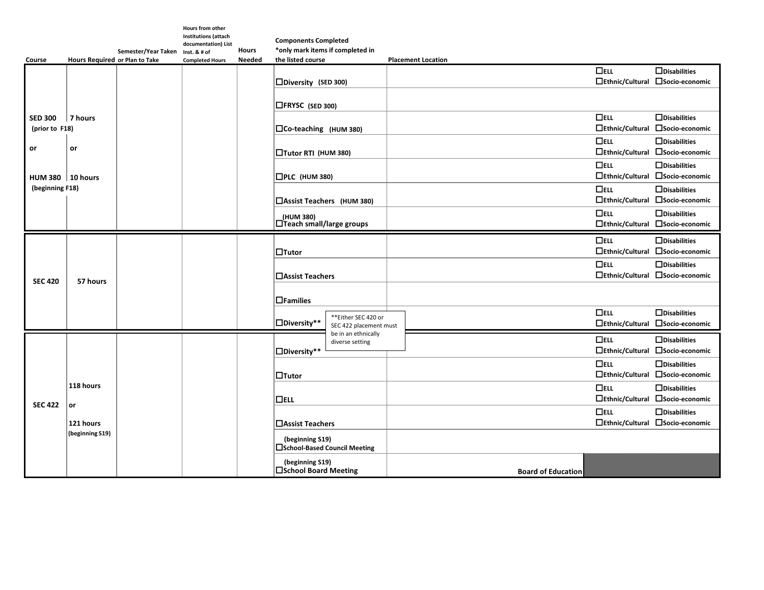| Course | Hours Required | Semester/Year Taken or Plan to Take | Hours from other Institutions (attach documentation) List Inst. & # of Completed Hours | Hours Needed | Components Completed *only mark items if completed in the listed course | Placement Location | | |
|---|---|---|---|---|---|---|---|---|
| SED 300 (prior to F18) or HUM 380 (beginning F18) | 7 hours or 10 hours | | | | ☐Diversity (SED 300) | | ☐ELL ☐Ethnic/Cultural | ☐Disabilities ☐Socio-economic |
| | | | | | ☐FRYSC (SED 300) | | | |
| | | | | | ☐Co-teaching (HUM 380) | | ☐ELL ☐Ethnic/Cultural | ☐Disabilities ☐Socio-economic |
| | | | | | ☐Tutor RTI (HUM 380) | | ☐ELL ☐Ethnic/Cultural | ☐Disabilities ☐Socio-economic |
| | | | | | ☐PLC (HUM 380) | | ☐ELL ☐Ethnic/Cultural | ☐Disabilities ☐Socio-economic |
| | | | | | ☐Assist Teachers (HUM 380) | | ☐ELL ☐Ethnic/Cultural | ☐Disabilities ☐Socio-economic |
| | | | | | ☐Teach small/large groups (HUM 380) | | ☐ELL ☐Ethnic/Cultural | ☐Disabilities ☐Socio-economic |
| SEC 420 | 57 hours | | | | ☐Tutor | | ☐ELL ☐Ethnic/Cultural | ☐Disabilities ☐Socio-economic |
| | | | | | ☐Assist Teachers | | ☐ELL ☐Ethnic/Cultural | ☐Disabilities ☐Socio-economic |
| | | | | | ☐Families | | | |
| | | | | | ☐Diversity** | **Either SEC 420 or SEC 422 placement must be in an ethnically diverse setting | ☐ELL ☐Ethnic/Cultural | ☐Disabilities ☐Socio-economic |
| SEC 422 | 118 hours or 121 hours (beginning S19) | | | | ☐Diversity** | | ☐ELL ☐Ethnic/Cultural | ☐Disabilities ☐Socio-economic |
| | | | | | ☐Tutor | | ☐ELL ☐Ethnic/Cultural | ☐Disabilities ☐Socio-economic |
| | | | | | ☐ELL | | ☐ELL ☐Ethnic/Cultural | ☐Disabilities ☐Socio-economic |
| | | | | | ☐Assist Teachers | | ☐ELL ☐Ethnic/Cultural | ☐Disabilities ☐Socio-economic |
| | | | | | ☐School-Based Council Meeting (beginning S19) | | | |
| | | | | | ☐School Board Meeting (beginning S19) | Board of Education | | |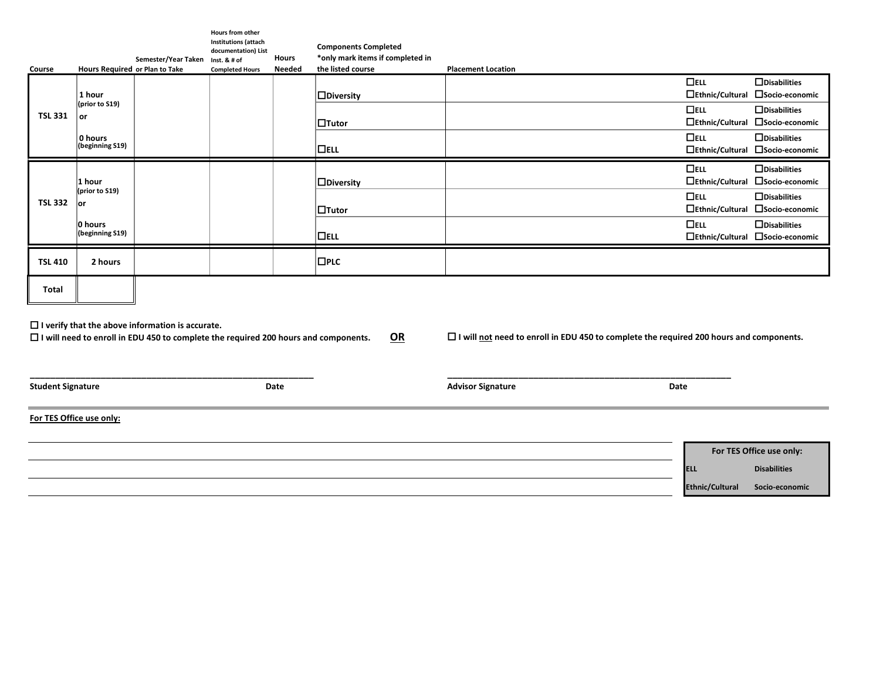| Course | Hours Required | Semester/Year Taken or Plan to Take | Hours from other Institutions (attach documentation) List Inst. & # of Completed Hours | Hours Needed | Components Completed *only mark items if completed in the listed course | Placement Location | |
|---|---|---|---|---|---|---|---|
| TSL 331 | 1 hour (prior to S19) or 0 hours (beginning S19) | | | | ☐Diversity | | ☐ELL ☐Disabilities ☐Ethnic/Cultural ☐Socio-economic |
| | | | | | ☐Tutor | | ☐ELL ☐Disabilities ☐Ethnic/Cultural ☐Socio-economic |
| | | | | | ☐ELL | | ☐ELL ☐Disabilities ☐Ethnic/Cultural ☐Socio-economic |
| TSL 332 | 1 hour (prior to S19) or 0 hours (beginning S19) | | | | ☐Diversity | | ☐ELL ☐Disabilities ☐Ethnic/Cultural ☐Socio-economic |
| | | | | | ☐Tutor | | ☐ELL ☐Disabilities ☐Ethnic/Cultural ☐Socio-economic |
| | | | | | ☐ELL | | ☐ELL ☐Disabilities ☐Ethnic/Cultural ☐Socio-economic |
| TSL 410 | 2 hours | | | | ☐PLC | | |
| Total | | | | | | | |

☐ **I verify that the above information is accurate.**

☐ **I will need to enroll in EDU 450 to complete the required 200 hours and components.** **OR** ☐ **I will not need to enroll in EDU 450 to complete the required 200 hours and components.**

________________________________________________________________

**Student Signature** **Date**

________________________________________________________________

**Advisor Signature** **Date**

**For TES Office use only:**

| For TES Office use only: | |
|---|---|
| ELL | Disabilities |
| Ethnic/Cultural | Socio-economic |